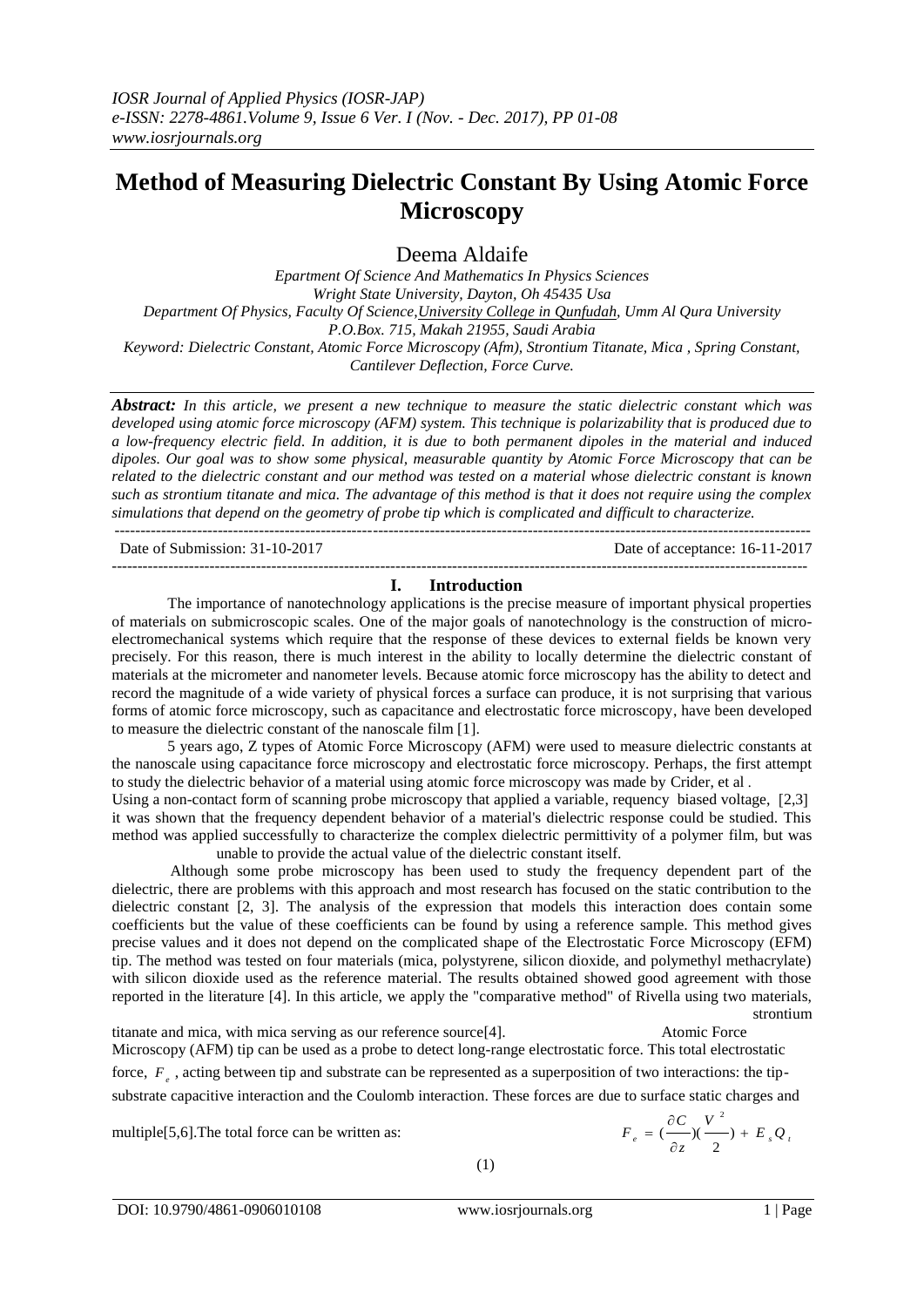# Method of Measuring Dielectric Constant By Using Atomic Force Microscopy

Deema Aldaife

*Epartment Of Science And Mathematics In Physics Sciences*
*Wright State University, Dayton, Oh 45435 Usa*
*Department Of Physics, Faculty Of Science,University College in Qunfudah, Umm Al Qura University*
*P.O.Box. 715, Makah 21955, Saudi Arabia*
*Keyword: Dielectric Constant, Atomic Force Microscopy (Afm), Strontium Titanate, Mica , Spring Constant, Cantilever Deflection, Force Curve.*

***Abstract:*** *In this article, we present a new technique to measure the static dielectric constant which was developed using atomic force microscopy (AFM) system. This technique is polarizability that is produced due to a low-frequency electric field. In addition, it is due to both permanent dipoles in the material and induced dipoles. Our goal was to show some physical, measurable quantity by Atomic Force Microscopy that can be related to the dielectric constant and our method was tested on a material whose dielectric constant is known such as strontium titanate and mica. The advantage of this method is that it does not require using the complex simulations that depend on the geometry of probe tip which is complicated and difficult to characterize.*

Date of Submission: 31-10-2017 | Date of acceptance: 16-11-2017

## I. Introduction

The importance of nanotechnology applications is the precise measure of important physical properties of materials on submicroscopic scales. One of the major goals of nanotechnology is the construction of micro-electromechanical systems which require that the response of these devices to external fields be known very precisely. For this reason, there is much interest in the ability to locally determine the dielectric constant of materials at the micrometer and nanometer levels. Because atomic force microscopy has the ability to detect and record the magnitude of a wide variety of physical forces a surface can produce, it is not surprising that various forms of atomic force microscopy, such as capacitance and electrostatic force microscopy, have been developed to measure the dielectric constant of the nanoscale film [1].

5 years ago, Z types of Atomic Force Microscopy (AFM) were used to measure dielectric constants at the nanoscale using capacitance force microscopy and electrostatic force microscopy. Perhaps, the first attempt to study the dielectric behavior of a material using atomic force microscopy was made by Crider, et al .
Using a non-contact form of scanning probe microscopy that applied a variable, requency biased voltage, [2,3] it was shown that the frequency dependent behavior of a material's dielectric response could be studied. This method was applied successfully to characterize the complex dielectric permittivity of a polymer film, but was unable to provide the actual value of the dielectric constant itself.

Although some probe microscopy has been used to study the frequency dependent part of the dielectric, there are problems with this approach and most research has focused on the static contribution to the dielectric constant [2, 3]. The analysis of the expression that models this interaction does contain some coefficients but the value of these coefficients can be found by using a reference sample. This method gives precise values and it does not depend on the complicated shape of the Electrostatic Force Microscopy (EFM) tip. The method was tested on four materials (mica, polystyrene, silicon dioxide, and polymethyl methacrylate) with silicon dioxide used as the reference material. The results obtained showed good agreement with those reported in the literature [4]. In this article, we apply the "comparative method" of Rivella using two materials, strontium titanate and mica, with mica serving as our reference source[4]. Atomic Force Microscopy (AFM) tip can be used as a probe to detect long-range electrostatic force. This total electrostatic force, $F_e$, acting between tip and substrate can be represented as a superposition of two interactions: the tip-substrate capacitive interaction and the Coulomb interaction. These forces are due to surface static charges and multiple[5,6].The total force can be written as:

$$F_e = \left(\frac{\partial C}{\partial z}\right)\left(\frac{V^2}{2}\right) + E_s Q_t \tag{1}$$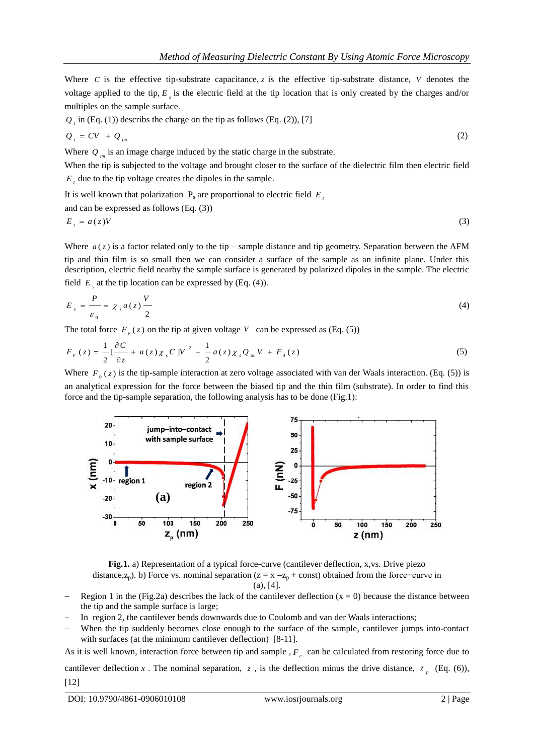Where $C$ is the effective tip-substrate capacitance, $z$ is the effective tip-substrate distance, $V$ denotes the voltage applied to the tip, $E_s$ is the electric field at the tip location that is only created by the charges and/or multiples on the sample surface.

$Q_t$ in (Eq. (1)) describs the charge on the tip as follows (Eq. (2)), [7]

$$Q_t = CV + Q_{im} \tag{2}$$

Where $Q_{im}$ is an image charge induced by the static charge in the substrate.

When the tip is subjected to the voltage and brought closer to the surface of the dielectric film then electric field $E_t$ due to the tip voltage creates the dipoles in the sample.

It is well known that polarization $P_s$ are proportional to electric field $E_t$ and can be expressed as follows (Eq. (3))

$$E_t = a(z)V \tag{3}$$

Where $a(z)$ is a factor related only to the tip – sample distance and tip geometry. Separation between the AFM tip and thin film is so small then we can consider a surface of the sample as an infinite plane. Under this description, electric field nearby the sample surface is generated by polarized dipoles in the sample. The electric field $E_s$ at the tip location can be expressed by (Eq. (4)).

$$E_s = \frac{P}{\varepsilon_0} = \chi_s a(z) \frac{V}{2} \tag{4}$$

The total force $F_v(z)$ on the tip at given voltage $V$ can be expressed as (Eq. (5))

$$F_V(z) = \frac{1}{2}\left[\frac{\partial C}{\partial z} + a(z)\chi_s C\right]V^2 + \frac{1}{2}a(z)\chi_s Q_{im} V + F_0(z) \tag{5}$$

Where $F_0(z)$ is the tip-sample interaction at zero voltage associated with van der Waals interaction. (Eq. (5)) is an analytical expression for the force between the biased tip and the thin film (substrate). In order to find this force and the tip-sample separation, the following analysis has to be done (Fig.1):

**Fig.1.** a) Representation of a typical force-curve (cantilever deflection, x,vs. Drive piezo distance,$z_p$). b) Force vs. nominal separation ($z = x - z_p + \text{const}$) obtained from the force−curve in (a), [4].

- Region 1 in the (Fig.2a) describes the lack of the cantilever deflection (x = 0) because the distance between the tip and the sample surface is large;
- In region 2, the cantilever bends downwards due to Coulomb and van der Waals interactions;
- When the tip suddenly becomes close enough to the surface of the sample, cantilever jumps into-contact with surfaces (at the minimum cantilever deflection) [8-11].

As it is well known, interaction force between tip and sample , $F_e$ can be calculated from restoring force due to cantilever deflection $x$ . The nominal separation, $z$ , is the deflection minus the drive distance, $z_p$ (Eq. (6)), [12]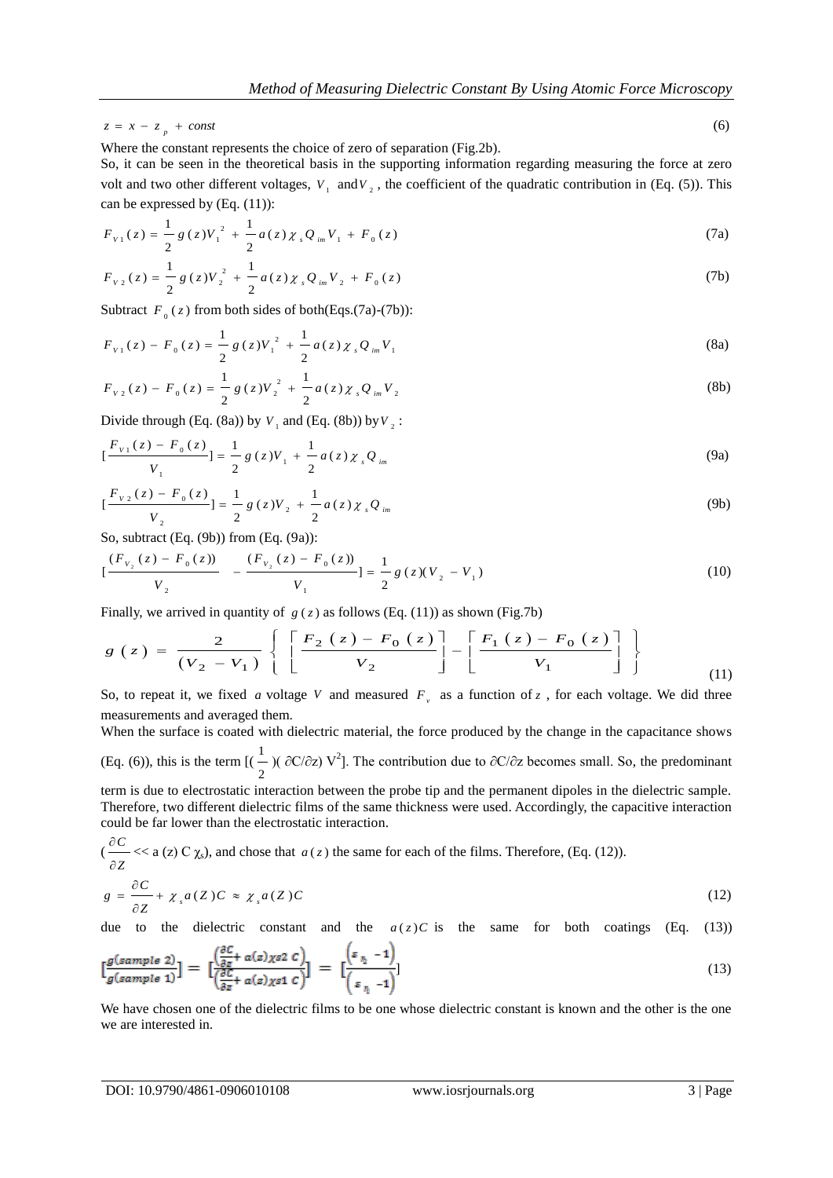$$z = x - z_p + const \tag{6}$$

Where the constant represents the choice of zero of separation (Fig.2b).

So, it can be seen in the theoretical basis in the supporting information regarding measuring the force at zero volt and two other different voltages, $V_1$ and $V_2$, the coefficient of the quadratic contribution in (Eq. (5)). This can be expressed by (Eq. (11)):

$$F_{V1}(z) = \frac{1}{2} g(z) V_1^2 + \frac{1}{2} a(z) \chi_s Q_{im} V_1 + F_0(z) \tag{7a}$$

$$F_{V2}(z) = \frac{1}{2} g(z) V_2^2 + \frac{1}{2} a(z) \chi_s Q_{im} V_2 + F_0(z) \tag{7b}$$

Subtract $F_0(z)$ from both sides of both(Eqs.(7a)-(7b)):

$$F_{V1}(z) - F_0(z) = \frac{1}{2} g(z) V_1^2 + \frac{1}{2} a(z) \chi_s Q_{im} V_1 \tag{8a}$$

$$F_{V2}(z) - F_0(z) = \frac{1}{2} g(z) V_2^2 + \frac{1}{2} a(z) \chi_s Q_{im} V_2 \tag{8b}$$

Divide through (Eq. (8a)) by $V_1$ and (Eq. (8b)) by $V_2$:

$$\left[\frac{F_{V1}(z) - F_0(z)}{V_1}\right] = \frac{1}{2} g(z) V_1 + \frac{1}{2} a(z) \chi_s Q_{im} \tag{9a}$$

$$\left[\frac{F_{V2}(z) - F_0(z)}{V_2}\right] = \frac{1}{2} g(z) V_2 + \frac{1}{2} a(z) \chi_s Q_{im} \tag{9b}$$

So, subtract (Eq. (9b)) from (Eq. (9a)):

$$\left[\frac{(F_{V_2}(z) - F_0(z))}{V_2} - \frac{(F_{V_1}(z) - F_0(z))}{V_1}\right] = \frac{1}{2} g(z)(V_2 - V_1) \tag{10}$$

Finally, we arrived in quantity of $g(z)$ as follows (Eq. (11)) as shown (Fig.7b)

$$g(z) = \frac{2}{(V_2 - V_1)} \left\{ \left[\frac{F_2(z) - F_0(z)}{V_2}\right] - \left[\frac{F_1(z) - F_0(z)}{V_1}\right] \right\} \tag{11}$$

So, to repeat it, we fixed a voltage $V$ and measured $F_v$ as a function of $z$, for each voltage. We did three measurements and averaged them.

When the surface is coated with dielectric material, the force produced by the change in the capacitance shows (Eq. (6)), this is the term $[(\frac{1}{2})(\partial C/\partial z) V^2]$. The contribution due to $\partial C/\partial z$ becomes small. So, the predominant term is due to electrostatic interaction between the probe tip and the permanent dipoles in the dielectric sample. Therefore, two different dielectric films of the same thickness were used. Accordingly, the capacitive interaction could be far lower than the electrostatic interaction.

($\frac{\partial C}{\partial Z} \ll a(z)\, C\, \chi_s$), and chose that $a(z)$ the same for each of the films. Therefore, (Eq. (12)).

$$g = \frac{\partial C}{\partial Z} + \chi_s a(Z) C \approx \chi_s a(Z) C \tag{12}$$

due to the dielectric constant and the $a(z)C$ is the same for both coatings (Eq. (13))

$$\left[\frac{g(sample\ 2)}{g(sample\ 1)}\right] = \left[\frac{\left(\frac{\partial C}{\partial z} + a(z)\chi s2\ C\right)}{\left(\frac{\partial C}{\partial z} + a(z)\chi s1\ C\right)}\right] = \left[\frac{\left(\varepsilon_{s_2} - 1\right)}{\left(\varepsilon_{s_1} - 1\right)}\right] \tag{13}$$

We have chosen one of the dielectric films to be one whose dielectric constant is known and the other is the one we are interested in.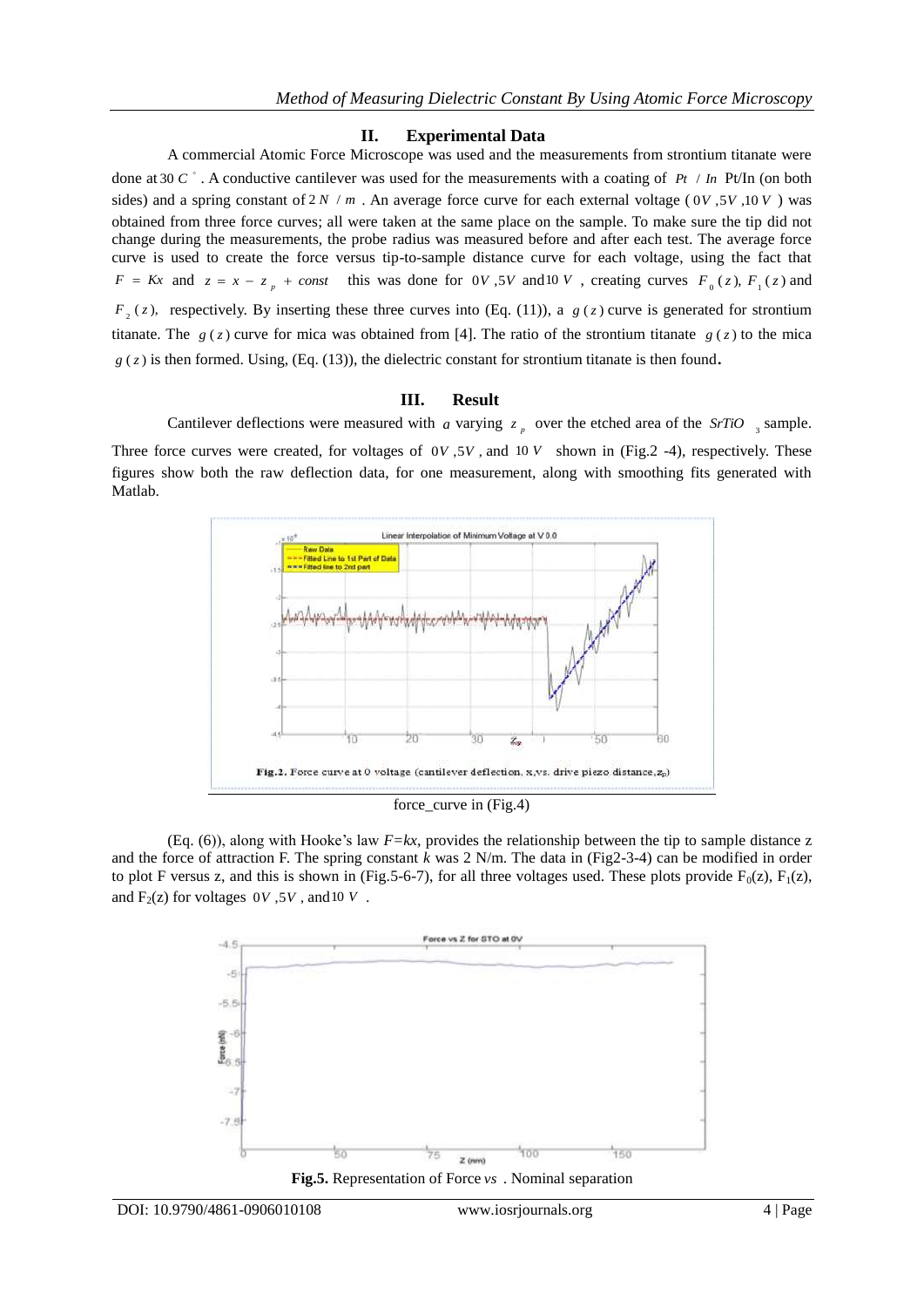## II. Experimental Data

A commercial Atomic Force Microscope was used and the measurements from strontium titanate were done at $30\,C^{\circ}$. A conductive cantilever was used for the measurements with a coating of $Pt\ /\ In$ Pt/In (on both sides) and a spring constant of $2\,N\ /\ m$. An average force curve for each external voltage ($0V, 5V, 10V$) was obtained from three force curves; all were taken at the same place on the sample. To make sure the tip did not change during the measurements, the probe radius was measured before and after each test. The average force curve is used to create the force versus tip-to-sample distance curve for each voltage, using the fact that $F = Kx$ and $z = x - z_p + const$ this was done for $0V, 5V$ and $10\,V$, creating curves $F_0(z)$, $F_1(z)$ and $F_2(z)$, respectively. By inserting these three curves into (Eq. (11)), a $g(z)$ curve is generated for strontium titanate. The $g(z)$ curve for mica was obtained from [4]. The ratio of the strontium titanate $g(z)$ to the mica $g(z)$ is then formed. Using, (Eq. (13)), the dielectric constant for strontium titanate is then found.

## III. Result

Cantilever deflections were measured with $a$ varying $z_p$ over the etched area of the $SrTiO_3$ sample. Three force curves were created, for voltages of $0V, 5V$, and $10\,V$ shown in (Fig.2 -4), respectively. These figures show both the raw deflection data, for one measurement, along with smoothing fits generated with Matlab.

**Fig.2.** Force curve at 0 voltage (cantilever deflection, x,vs. drive piezo distance,$z_p$)

force_curve in (Fig.4)

(Eq. (6)), along with Hooke's law $F=kx$, provides the relationship between the tip to sample distance z and the force of attraction F. The spring constant $k$ was 2 N/m. The data in (Fig2-3-4) can be modified in order to plot F versus z, and this is shown in (Fig.5-6-7), for all three voltages used. These plots provide $F_0(z)$, $F_1(z)$, and $F_2(z)$ for voltages $0V, 5V$, and $10\,V$.

**Fig.5.** Representation of Force $vs$. Nominal separation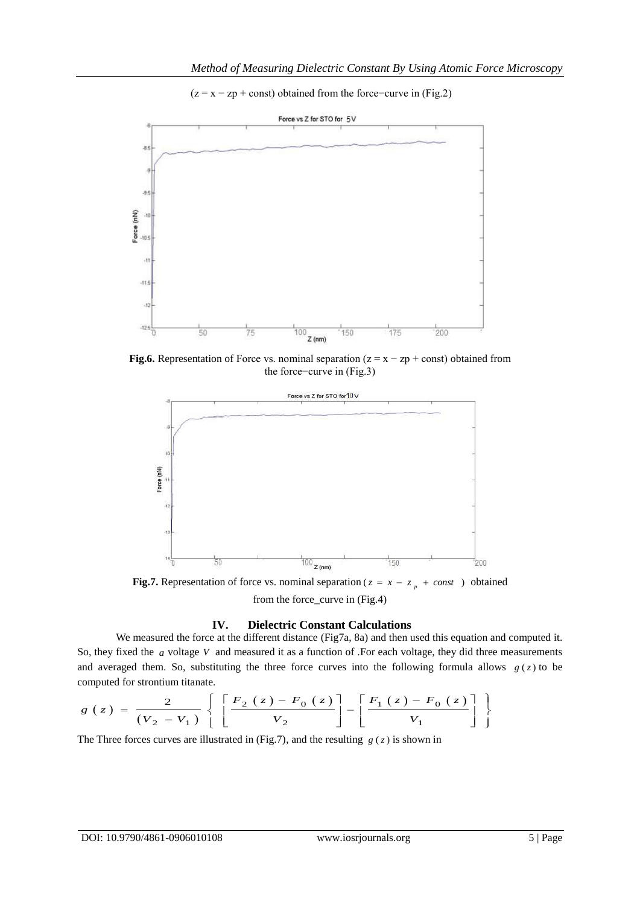($z = x - zp$ + const) obtained from the force−curve in (Fig.2)

**Fig.6.** Representation of Force vs. nominal separation ($z = x - zp$ + const) obtained from the force−curve in (Fig.3)

**Fig.7.** Representation of force vs. nominal separation ( $z = x - z_p + const$ ) obtained from the force_curve in (Fig.4)

## IV. Dielectric Constant Calculations

We measured the force at the different distance (Fig7a, 8a) and then used this equation and computed it. So, they fixed the $a$ voltage $V$ and measured it as a function of .For each voltage, they did three measurements and averaged them. So, substituting the three force curves into the following formula allows $g(z)$ to be computed for strontium titanate.

$$g(z) = \frac{2}{(V_2 - V_1)} \left\{ \left[ \frac{F_2(z) - F_0(z)}{V_2} \right] - \left[ \frac{F_1(z) - F_0(z)}{V_1} \right] \right\}$$

The Three forces curves are illustrated in (Fig.7), and the resulting $g(z)$ is shown in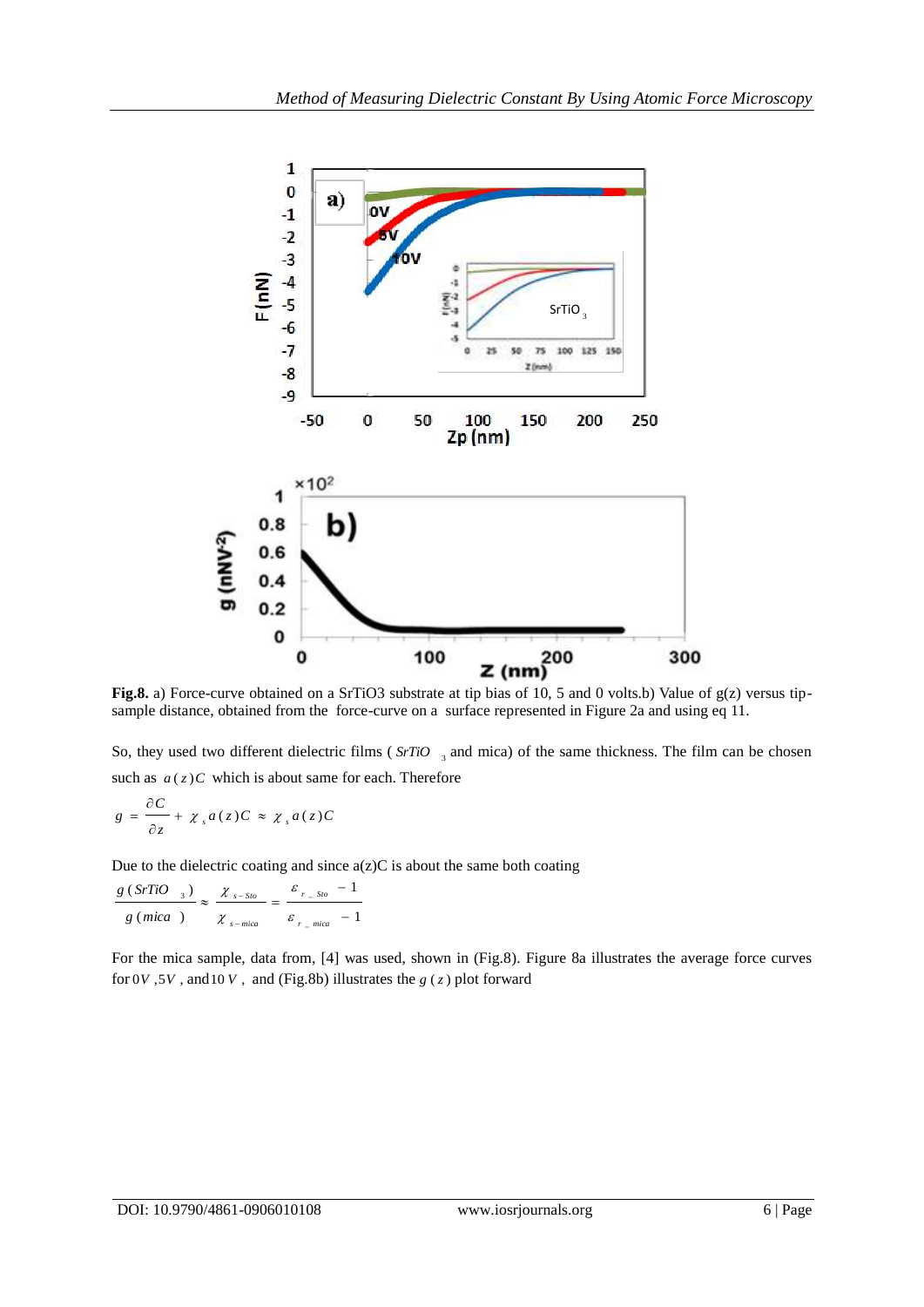**Fig.8.** a) Force-curve obtained on a SrTiO3 substrate at tip bias of 10, 5 and 0 volts.b) Value of g(z) versus tip-sample distance, obtained from the force-curve on a surface represented in Figure 2a and using eq 11.

So, they used two different dielectric films ( $SrTiO_3$ and mica) of the same thickness. The film can be chosen such as $a(z)C$ which is about same for each. Therefore

$$g = \frac{\partial C}{\partial z} + \chi_s a(z)C \approx \chi_s a(z)C$$

Due to the dielectric coating and since a(z)C is about the same both coating

$$\frac{g(SrTiO_3)}{g(mica)} \approx \frac{\chi_{s-Sto}}{\chi_{s-mica}} = \frac{\varepsilon_{r\_Sto} - 1}{\varepsilon_{r\_mica} - 1}$$

For the mica sample, data from, [4] was used, shown in (Fig.8). Figure 8a illustrates the average force curves for $0V$, $5V$, and $10V$, and (Fig.8b) illustrates the $g(z)$ plot forward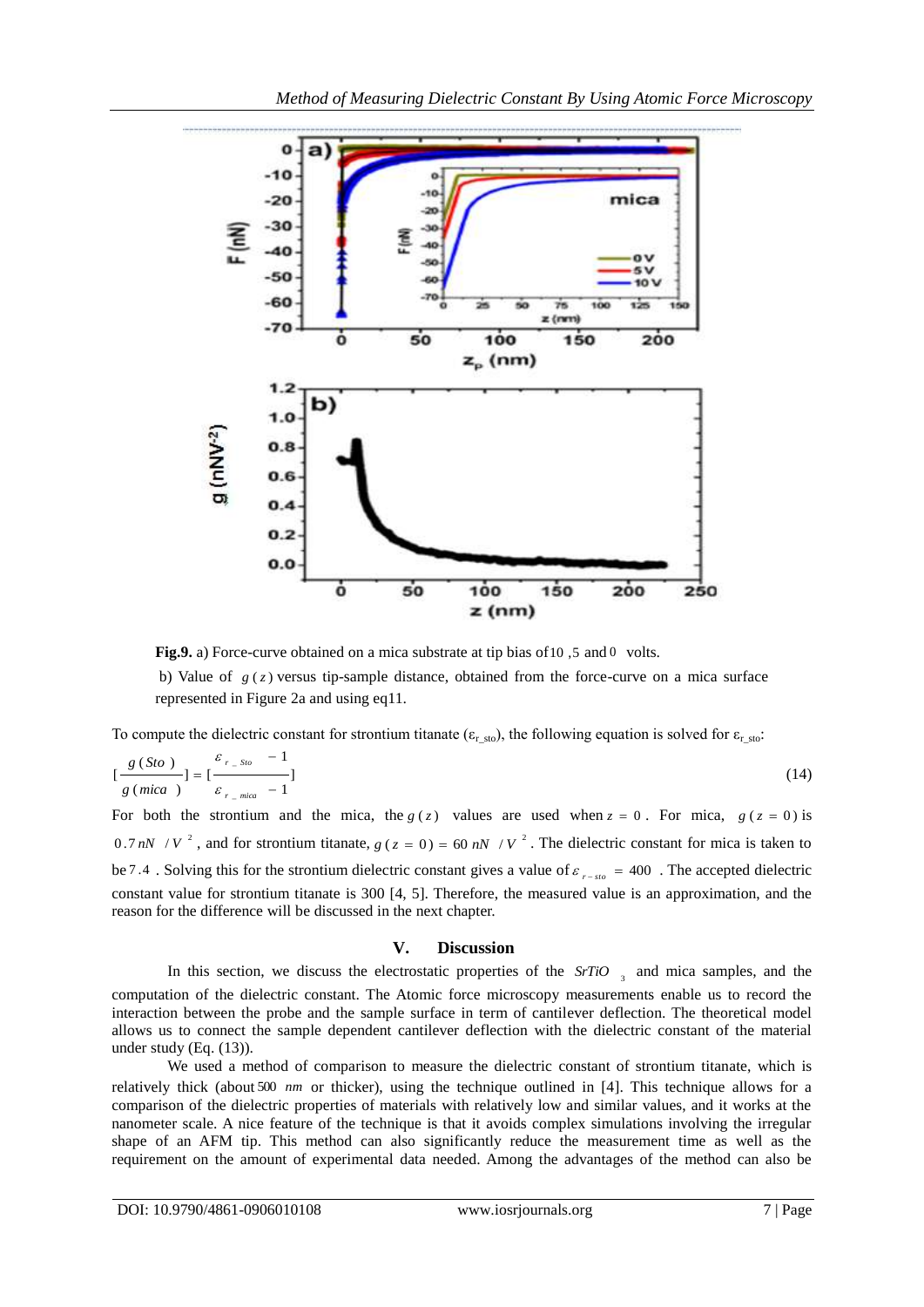**Fig.9.** a) Force-curve obtained on a mica substrate at tip bias of 10 ,5 and 0 volts.

b) Value of $g(z)$ versus tip-sample distance, obtained from the force-curve on a mica surface represented in Figure 2a and using eq11.

To compute the dielectric constant for strontium titanate ($\varepsilon_{r\_sto}$), the following equation is solved for $\varepsilon_{r\_sto}$:

$$\left[\frac{g(Sto)}{g(mica)}\right] = \left[\frac{\varepsilon_{r\_Sto} - 1}{\varepsilon_{r\_mica} - 1}\right] \tag{14}$$

For both the strontium and the mica, the $g(z)$ values are used when $z = 0$. For mica, $g(z = 0)$ is $0.7\, nN / V^2$, and for strontium titanate, $g(z = 0) = 60\, nN / V^2$. The dielectric constant for mica is taken to be $7.4$. Solving this for the strontium dielectric constant gives a value of $\varepsilon_{r-sto} = 400$. The accepted dielectric constant value for strontium titanate is 300 [4, 5]. Therefore, the measured value is an approximation, and the reason for the difference will be discussed in the next chapter.

## V. Discussion

In this section, we discuss the electrostatic properties of the $SrTiO_3$ and mica samples, and the computation of the dielectric constant. The Atomic force microscopy measurements enable us to record the interaction between the probe and the sample surface in term of cantilever deflection. The theoretical model allows us to connect the sample dependent cantilever deflection with the dielectric constant of the material under study (Eq. (13)).

We used a method of comparison to measure the dielectric constant of strontium titanate, which is relatively thick (about $500\ nm$ or thicker), using the technique outlined in [4]. This technique allows for a comparison of the dielectric properties of materials with relatively low and similar values, and it works at the nanometer scale. A nice feature of the technique is that it avoids complex simulations involving the irregular shape of an AFM tip. This method can also significantly reduce the measurement time as well as the requirement on the amount of experimental data needed. Among the advantages of the method can also be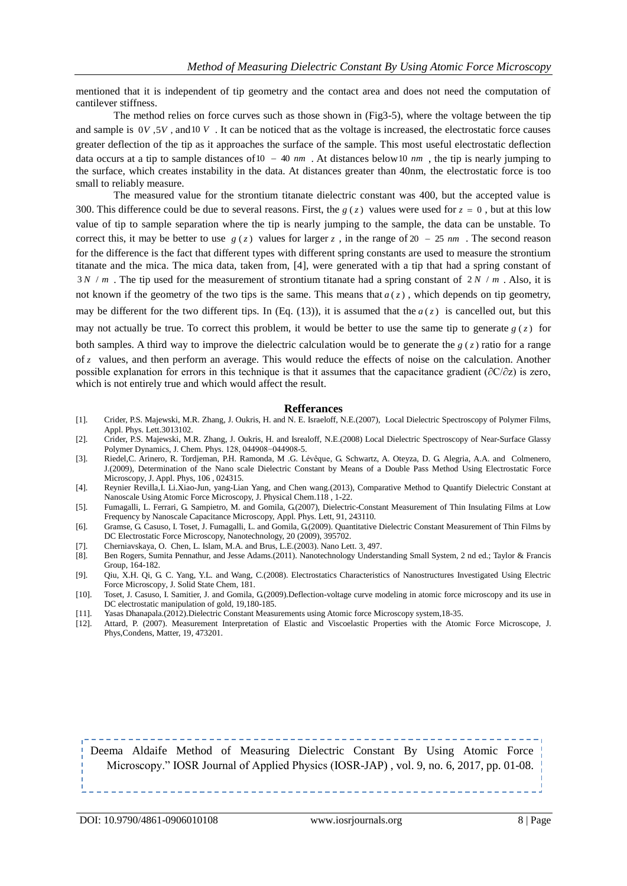mentioned that it is independent of tip geometry and the contact area and does not need the computation of cantilever stiffness.

The method relies on force curves such as those shown in (Fig3-5), where the voltage between the tip and sample is $0V$, $5V$, and $10\ V$. It can be noticed that as the voltage is increased, the electrostatic force causes greater deflection of the tip as it approaches the surface of the sample. This most useful electrostatic deflection data occurs at a tip to sample distances of $10 - 40\ nm$. At distances below $10\ nm$, the tip is nearly jumping to the surface, which creates instability in the data. At distances greater than 40nm, the electrostatic force is too small to reliably measure.

The measured value for the strontium titanate dielectric constant was 400, but the accepted value is 300. This difference could be due to several reasons. First, the $g(z)$ values were used for $z = 0$, but at this low value of tip to sample separation where the tip is nearly jumping to the sample, the data can be unstable. To correct this, it may be better to use $g(z)$ values for larger $z$, in the range of $20 - 25\ nm$. The second reason for the difference is the fact that different types with different spring constants are used to measure the strontium titanate and the mica. The mica data, taken from, [4], were generated with a tip that had a spring constant of $3N/m$. The tip used for the measurement of strontium titanate had a spring constant of $2N/m$. Also, it is not known if the geometry of the two tips is the same. This means that $a(z)$, which depends on tip geometry, may be different for the two different tips. In (Eq. (13)), it is assumed that the $a(z)$ is cancelled out, but this may not actually be true. To correct this problem, it would be better to use the same tip to generate $g(z)$ for both samples. A third way to improve the dielectric calculation would be to generate the $g(z)$ ratio for a range of $z$ values, and then perform an average. This would reduce the effects of noise on the calculation. Another possible explanation for errors in this technique is that it assumes that the capacitance gradient ($\partial C/\partial z$) is zero, which is not entirely true and which would affect the result.

## Refferances

[1]. Crider, P.S. Majewski, M.R. Zhang, J. Oukris, H. and N. E. Israeloff, N.E.(2007), Local Dielectric Spectroscopy of Polymer Films, Appl. Phys. Lett.3013102.

[2]. Crider, P.S. Majewski, M.R. Zhang, J. Oukris, H. and Isrealoff, N.E.(2008) Local Dielectric Spectroscopy of Near-Surface Glassy Polymer Dynamics, J. Chem. Phys. 128, 044908–044908-5.

[3]. Riedel,C. Arinero, R. Tordjeman, P.H. Ramonda, M .G. Lévêque, G. Schwartz, A. Oteyza, D. G. Alegria, A.A. and Colmenero, J.(2009), Determination of the Nano scale Dielectric Constant by Means of a Double Pass Method Using Electrostatic Force Microscopy, J. Appl. Phys, 106 , 024315.

[4]. Reynier Revilla,I. Li.Xiao-Jun, yang-Lian Yang, and Chen wang.(2013), Comparative Method to Quantify Dielectric Constant at Nanoscale Using Atomic Force Microscopy, J. Physical Chem.118 , 1-22.

[5]. Fumagalli, L. Ferrari, G. Sampietro, M. and Gomila, G.(2007), Dielectric-Constant Measurement of Thin Insulating Films at Low Frequency by Nanoscale Capacitance Microscopy, Appl. Phys. Lett, 91, 243110.

[6]. Gramse, G. Casuso, I. Toset, J. Fumagalli, L. and Gomila, G.(2009). Quantitative Dielectric Constant Measurement of Thin Films by DC Electrostatic Force Microscopy, Nanotechnology, 20 (2009), 395702.

[7]. Cherniavskaya, O. Chen, L. Islam, M.A. and Brus, L.E.(2003). Nano Lett. 3, 497.

[8]. Ben Rogers, Sumita Pennathur, and Jesse Adams.(2011). Nanotechnology Understanding Small System, 2 nd ed.; Taylor & Francis Group, 164-182.

[9]. Qiu, X.H. Qi, G. C. Yang, Y.L. and Wang, C.(2008). Electrostatics Characteristics of Nanostructures Investigated Using Electric Force Microscopy, J. Solid State Chem, 181.

[10]. Toset, J. Casuso, I. Samitier, J. and Gomila, G.(2009).Deflection-voltage curve modeling in atomic force microscopy and its use in DC electrostatic manipulation of gold, 19,180-185.

[11]. Yasas Dhanapala.(2012).Dielectric Constant Measurements using Atomic force Microscopy system,18-35.

[12]. Attard, P. (2007). Measurement Interpretation of Elastic and Viscoelastic Properties with the Atomic Force Microscope, J. Phys,Condens, Matter, 19, 473201.

Deema Aldaife Method of Measuring Dielectric Constant By Using Atomic Force Microscopy." IOSR Journal of Applied Physics (IOSR-JAP) , vol. 9, no. 6, 2017, pp. 01-08.